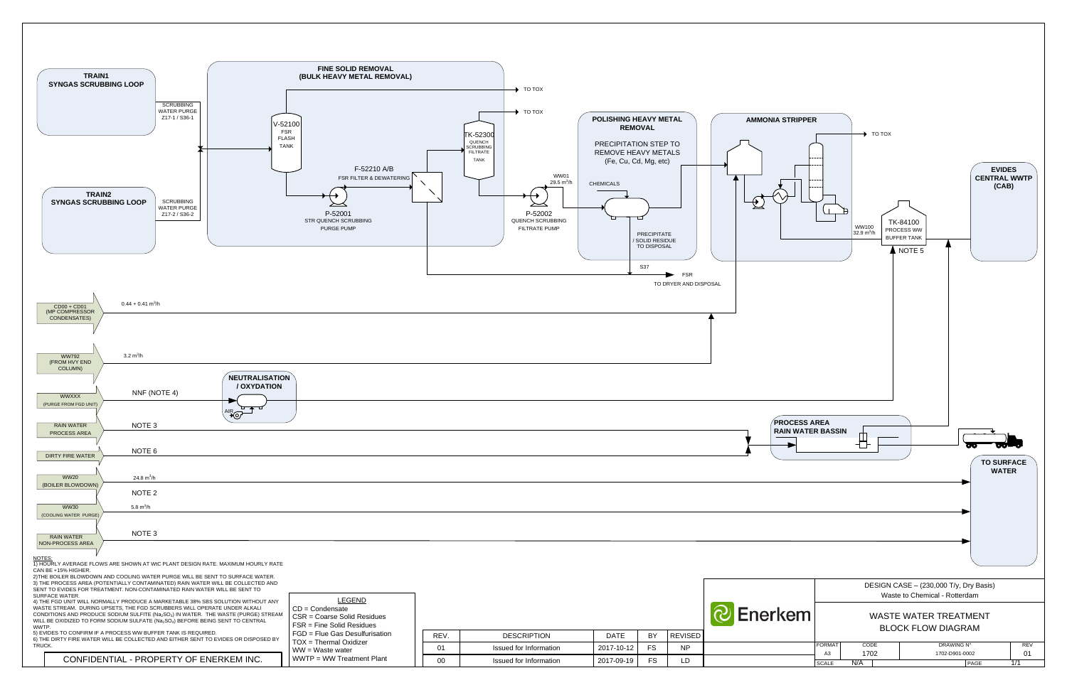# WASTE WATER TREATMENT BLOCK FLOW DIAGRAM

DESIGN CASE – (230,000 T/y, Dry Basis)
Waste to Chemical - Rotterdam

**TRAIN1 SYNGAS SCRUBBING LOOP** — SCRUBBING WATER PURGE Z17-1 / S36-1

**TRAIN2 SYNGAS SCRUBBING LOOP** — SCRUBBING WATER PURGE Z17-2 / S36-2

**FINE SOLID REMOVAL (BULK HEAVY METAL REMOVAL)**

- V-52100 FSR FLASH TANK → TO TOX
- P-52001 STR QUENCH SCRUBBING PURGE PUMP
- F-52210 A/B FSR FILTER & DEWATERING
- TK-52300 QUENCH SCRUBBING FILTRATE TANK → TO TOX
- P-52002 QUENCH SCRUBBING FILTRATE PUMP
- WW01 29.5 $m^3/h$

**POLISHING HEAVY METAL REMOVAL**

PRECIPITATION STEP TO REMOVE HEAVY METALS (Fe, Cu, Cd, Mg, etc)

- CHEMICALS
- PRECIPITATE / SOLID RESIDUE TO DISPOSAL
- S37 FSR TO DRYER AND DISPOSAL

**AMMONIA STRIPPER** → TO TOX

- WW100 32.9 $m^3/h$
- TK-84100 PROCESS WW BUFFER TANK (NOTE 5)

**EVIDES CENTRAL WWTP (CAB)**

Inputs:

- CD00 + CD01 (MP COMPRESSOR CONDENSATES) — 0.44 + 0.41 $m^3/h$
- WW792 (FROM HVY END COLUMN) — 3.2 $m^3/h$
- WWXXX (PURGE FROM FGD UNIT) — NNF (NOTE 4) → NEUTRALISATION / OXYDATION (AIR)
- RAIN WATER PROCESS AREA — NOTE 3 → PROCESS AREA RAIN WATER BASSIN
- DIRTY FIRE WATER — NOTE 6
- WW20 (BOILER BLOWDOWN) — 24.8 $m^3/h$, NOTE 2
- WW30 (COOLING WATER PURGE) — 5.8 $m^3/h$
- RAIN WATER NON-PROCESS AREA — NOTE 3

**TO SURFACE WATER**

NOTES:
1) HOURLY AVERAGE FLOWS ARE SHOWN AT WtC PLANT DESIGN RATE. MAXIMUM HOURLY RATE CAN BE +15% HIGHER.
2) THE BOILER BLOWDOWN AND COOLING WATER PURGE WILL BE SENT TO SURFACE WATER.
3) THE PROCESS AREA (POTENTIALLY CONTAMINATED) RAIN WATER WILL BE COLLECTED AND SENT TO EVIDES FOR TREATMENT. NON-CONTAMINATED RAIN WATER WILL BE SENT TO SURFACE WATER.
4) THE FGD UNIT WILL NORMALLY PRODUCE A MARKETABLE 38% SBS SOLUTION WITHOUT ANY WASTE STREAM. DURING UPSETS, THE FGD SCRUBBERS WILL OPERATE UNDER ALKALI CONDITIONS AND PRODUCE SODIUM SULFITE ($Na_2SO_3$) IN WATER. THE WASTE (PURGE) STREAM WILL BE OXIDIZED TO FORM SODIUM SULFATE ($Na_2SO_4$) BEFORE BEING SENT TO CENTRAL WWTP.
5) EVIDES TO CONFIRM IF A PROCESS WW BUFFER TANK IS REQUIRED.
6) THE DIRTY FIRE WATER WILL BE COLLECTED AND EITHER SENT TO EVIDES OR DISPOSED BY TRUCK.

LEGEND
CD = Condensate
CSR = Coarse Solid Residues
FSR = Fine Solid Residues
FGD = Flue Gas Desulfurisation
TOX = Thermal Oxidizer
WW = Waste water
WWTP = WW Treatment Plant

CONFIDENTIAL - PROPERTY OF ENERKEM INC.

| REV. | DESCRIPTION | DATE | BY | REVISED |
|---|---|---|---|---|
| 01 | Issued for Information | 2017-10-12 | FS | NP |
| 00 | Issued for Information | 2017-09-19 | FS | LD |

Enerkem

| FORMAT | CODE | DRAWING N° | REV |
|---|---|---|---|
| A3 | 1702 | 1702-D901-0002 | 01 |
| SCALE | N/A | PAGE | 1/1 |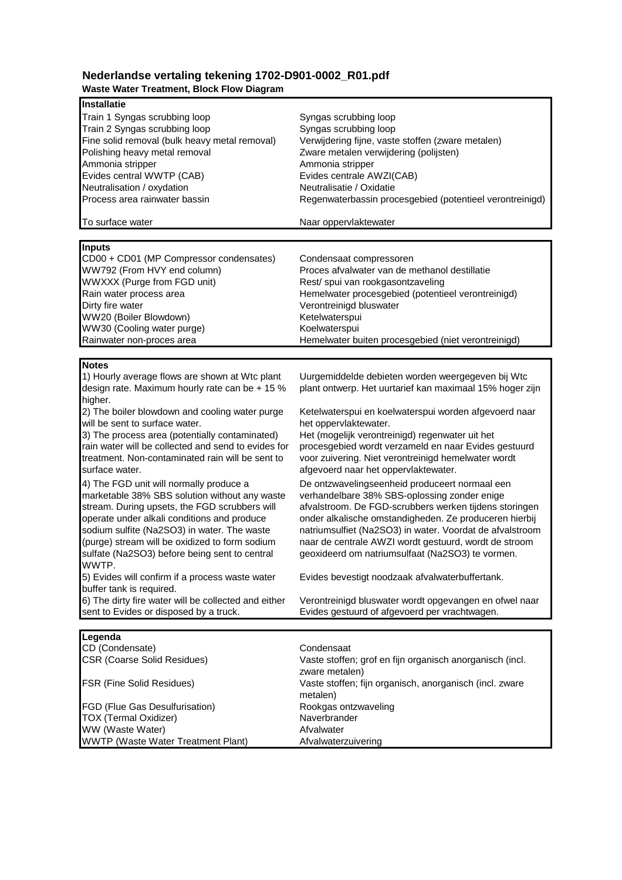**Nederlandse vertaling tekening 1702-D901-0002_R01.pdf**

**Waste Water Treatment, Block Flow Diagram**

| **Installatie** | |
|---|---|
| Train 1 Syngas scrubbing loop | Syngas scrubbing loop |
| Train 2 Syngas scrubbing loop | Syngas scrubbing loop |
| Fine solid removal (bulk heavy metal removal) | Verwijdering fijne, vaste stoffen (zware metalen) |
| Polishing heavy metal removal | Zware metalen verwijdering (polijsten) |
| Ammonia stripper | Ammonia stripper |
| Evides central WWTP (CAB) | Evides centrale AWZI(CAB) |
| Neutralisation / oxydation | Neutralisatie / Oxidatie |
| Process area rainwater bassin | Regenwaterbassin procesgebied (potentieel verontreinigd) |
| To surface water | Naar oppervlaktewater |

| **Inputs** | |
|---|---|
| CD00 + CD01 (MP Compressor condensates) | Condensaat compressoren |
| WW792 (From HVY end column) | Proces afvalwater van de methanol destillatie |
| WWXXX (Purge from FGD unit) | Rest/ spui van rookgasontzaveling |
| Rain water process area | Hemelwater procesgebied (potentieel verontreinigd) |
| Dirty fire water | Verontreinigd bluswater |
| WW20 (Boiler Blowdown) | Ketelwaterspui |
| WW30 (Cooling water purge) | Koelwaterspui |
| Rainwater non-proces area | Hemelwater buiten procesgebied (niet verontreinigd) |

| **Notes** | |
|---|---|
| 1) Hourly average flows are shown at Wtc plant design rate. Maximum hourly rate can be + 15 % higher. | Uurgemiddelde debieten worden weergegeven bij Wtc plant ontwerp. Het uurtarief kan maximaal 15% hoger zijn |
| 2) The boiler blowdown and cooling water purge will be sent to surface water. | Ketelwaterspui en koelwaterspui worden afgevoerd naar het oppervlaktewater. |
| 3) The process area (potentially contaminated) rain water will be collected and send to evides for treatment. Non-contaminated rain will be sent to surface water. | Het (mogelijk verontreinigd) regenwater uit het procesgebied wordt verzameld en naar Evides gestuurd voor zuivering. Niet verontreinigd hemelwater wordt afgevoerd naar het oppervlaktewater. |
| 4) The FGD unit will normally produce a marketable 38% SBS solution without any waste stream. During upsets, the FGD scrubbers will operate under alkali conditions and produce sodium sulfite ($Na_2SO_3$) in water. The waste (purge) stream will be oxidized to form sodium sulfate ($Na_2SO_3$) before being sent to central WWTP. | De ontzwavelingseenheid produceert normaal een verhandelbare 38% SBS-oplossing zonder enige afvalstroom. De FGD-scrubbers werken tijdens storingen onder alkalische omstandigheden. Ze produceren hierbij natriumsulfiet ($Na_2SO_3$) in water. Voordat de afvalstroom naar de centrale AWZI wordt gestuurd, wordt de stroom geoxideerd om natriumsulfaat ($Na_2SO_3$) te vormen. |
| 5) Evides will confirm if a process waste water buffer tank is required. | Evides bevestigt noodzaak afvalwaterbuffertank. |
| 6) The dirty fire water will be collected and either sent to Evides or disposed by a truck. | Verontreinigd bluswater wordt opgevangen en ofwel naar Evides gestuurd of afgevoerd per vrachtwagen. |

| **Legenda** | |
|---|---|
| CD (Condensate) | Condensaat |
| CSR (Coarse Solid Residues) | Vaste stoffen; grof en fijn organisch anorganisch (incl. zware metalen) |
| FSR (Fine Solid Residues) | Vaste stoffen; fijn organisch, anorganisch (incl. zware metalen) |
| FGD (Flue Gas Desulfurisation) | Rookgas ontzwaveling |
| TOX (Termal Oxidizer) | Naverbrander |
| WW (Waste Water) | Afvalwater |
| WWTP (Waste Water Treatment Plant) | Afvalwaterzuivering |